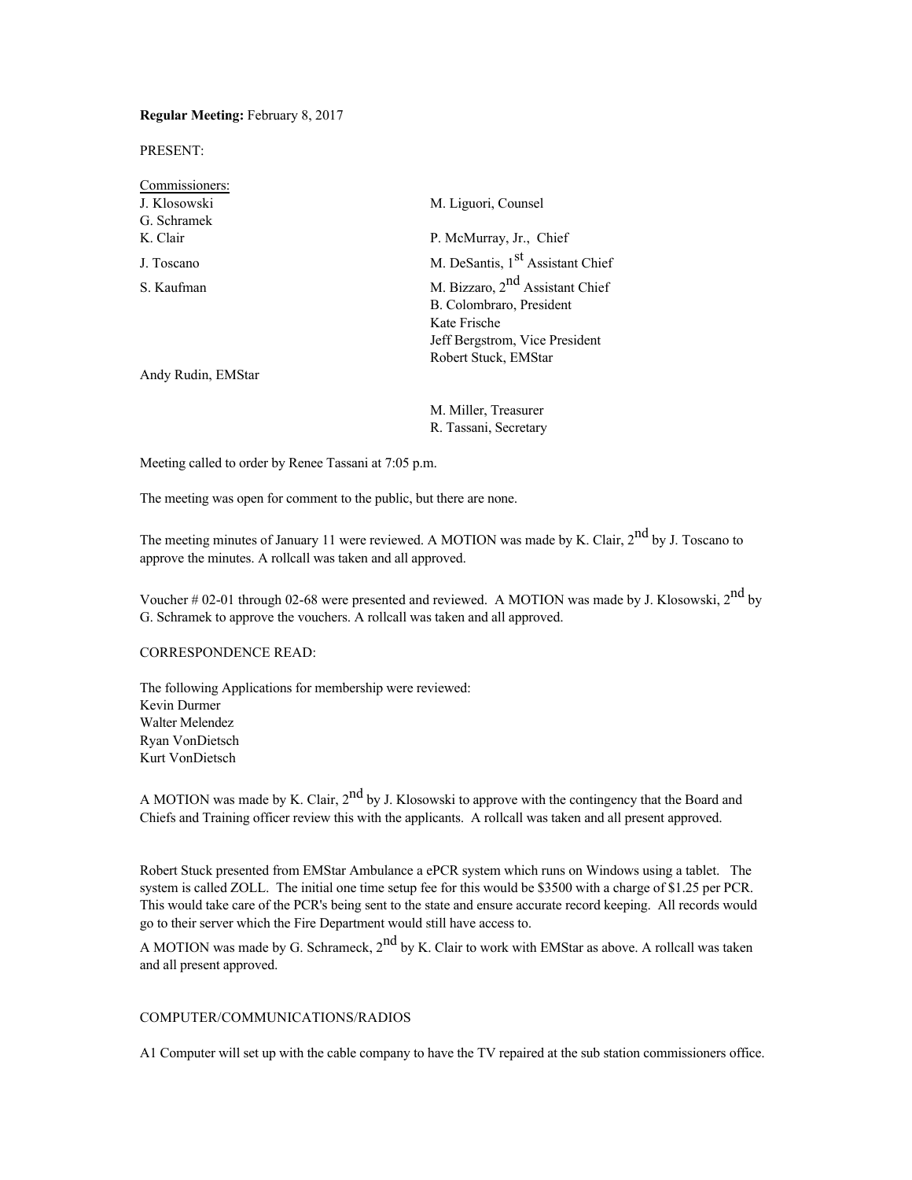**Regular Meeting:** February 8, 2017

PRESENT:

Commissioners:

| | |
|---|---|
| J. Klosowski | M. Liguori, Counsel |
| G. Schramek | |
| K. Clair | P. McMurray, Jr., Chief |
| J. Toscano | M. DeSantis, 1st Assistant Chief |
| S. Kaufman | M. Bizzaro, 2nd Assistant Chief |
| | B. Colombraro, President |
| | Kate Frische |
| | Jeff Bergstrom, Vice President |
| | Robert Stuck, EMStar |
| Andy Rudin, EMStar | |
| | M. Miller, Treasurer |
| | R. Tassani, Secretary |

Meeting called to order by Renee Tassani at 7:05 p.m.

The meeting was open for comment to the public, but there are none.

The meeting minutes of January 11 were reviewed. A MOTION was made by K. Clair, 2nd by J. Toscano to approve the minutes. A rollcall was taken and all approved.

Voucher # 02-01 through 02-68 were presented and reviewed. A MOTION was made by J. Klosowski, 2nd by G. Schramek to approve the vouchers. A rollcall was taken and all approved.

CORRESPONDENCE READ:

The following Applications for membership were reviewed:
Kevin Durmer
Walter Melendez
Ryan VonDietsch
Kurt VonDietsch

A MOTION was made by K. Clair, 2nd by J. Klosowski to approve with the contingency that the Board and Chiefs and Training officer review this with the applicants. A rollcall was taken and all present approved.

Robert Stuck presented from EMStar Ambulance a ePCR system which runs on Windows using a tablet. The system is called ZOLL. The initial one time setup fee for this would be $3500 with a charge of $1.25 per PCR. This would take care of the PCR's being sent to the state and ensure accurate record keeping. All records would go to their server which the Fire Department would still have access to.

A MOTION was made by G. Schrameck, 2nd by K. Clair to work with EMStar as above. A rollcall was taken and all present approved.

COMPUTER/COMMUNICATIONS/RADIOS

A1 Computer will set up with the cable company to have the TV repaired at the sub station commissioners office.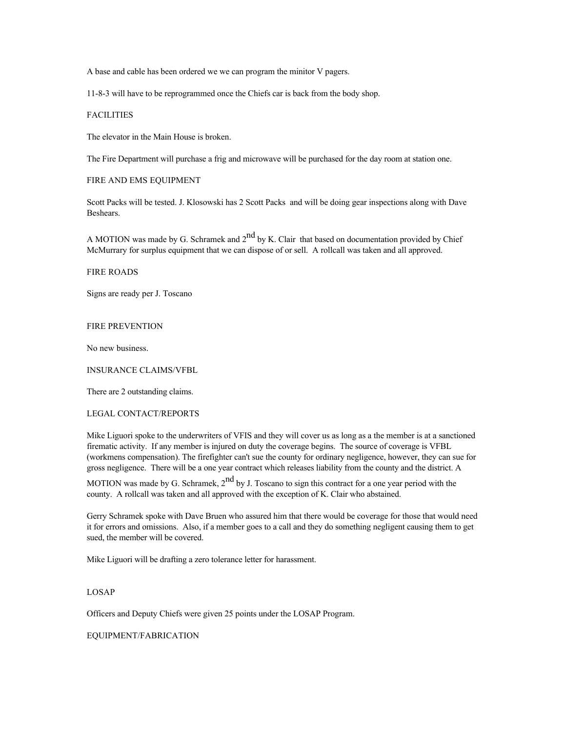A base and cable has been ordered we we can program the minitor V pagers.

11-8-3 will have to be reprogrammed once the Chiefs car is back from the body shop.

FACILITIES

The elevator in the Main House is broken.

The Fire Department will purchase a frig and microwave will be purchased for the day room at station one.

FIRE AND EMS EQUIPMENT

Scott Packs will be tested. J. Klosowski has 2 Scott Packs and will be doing gear inspections along with Dave Beshears.

A MOTION was made by G. Schramek and 2nd by K. Clair that based on documentation provided by Chief McMurrary for surplus equipment that we can dispose of or sell. A rollcall was taken and all approved.

FIRE ROADS

Signs are ready per J. Toscano

FIRE PREVENTION

No new business.

INSURANCE CLAIMS/VFBL

There are 2 outstanding claims.

LEGAL CONTACT/REPORTS

Mike Liguori spoke to the underwriters of VFIS and they will cover us as long as a the member is at a sanctioned firematic activity. If any member is injured on duty the coverage begins. The source of coverage is VFBL (workmens compensation). The firefighter can't sue the county for ordinary negligence, however, they can sue for gross negligence. There will be a one year contract which releases liability from the county and the district. A MOTION was made by G. Schramek, 2nd by J. Toscano to sign this contract for a one year period with the county. A rollcall was taken and all approved with the exception of K. Clair who abstained.

Gerry Schramek spoke with Dave Bruen who assured him that there would be coverage for those that would need it for errors and omissions. Also, if a member goes to a call and they do something negligent causing them to get sued, the member will be covered.

Mike Liguori will be drafting a zero tolerance letter for harassment.

LOSAP

Officers and Deputy Chiefs were given 25 points under the LOSAP Program.

EQUIPMENT/FABRICATION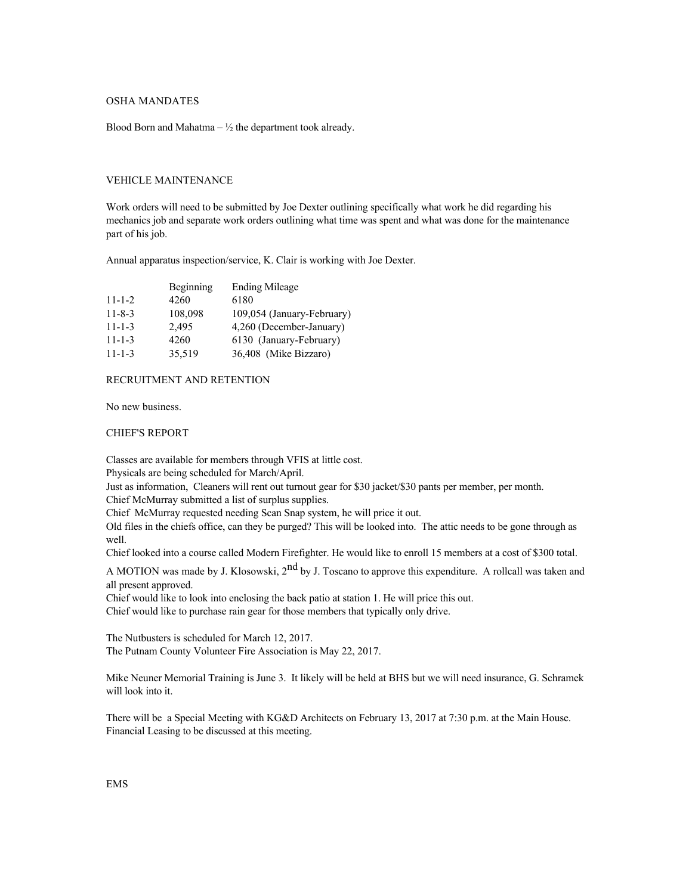## OSHA MANDATES

Blood Born and Mahatma – ½ the department took already.

## VEHICLE MAINTENANCE

Work orders will need to be submitted by Joe Dexter outlining specifically what work he did regarding his mechanics job and separate work orders outlining what time was spent and what was done for the maintenance part of his job.

Annual apparatus inspection/service, K. Clair is working with Joe Dexter.

| | Beginning | Ending Mileage |
|---|---|---|
| 11-1-2 | 4260 | 6180 |
| 11-8-3 | 108,098 | 109,054 (January-February) |
| 11-1-3 | 2,495 | 4,260 (December-January) |
| 11-1-3 | 4260 | 6130 (January-February) |
| 11-1-3 | 35,519 | 36,408 (Mike Bizzaro) |

## RECRUITMENT AND RETENTION

No new business.

## CHIEF'S REPORT

Classes are available for members through VFIS at little cost.
Physicals are being scheduled for March/April.
Just as information, Cleaners will rent out turnout gear for $30 jacket/$30 pants per member, per month.
Chief McMurray submitted a list of surplus supplies.
Chief McMurray requested needing Scan Snap system, he will price it out.
Old files in the chiefs office, can they be purged? This will be looked into. The attic needs to be gone through as well.
Chief looked into a course called Modern Firefighter. He would like to enroll 15 members at a cost of $300 total.
A MOTION was made by J. Klosowski, 2nd by J. Toscano to approve this expenditure. A rollcall was taken and all present approved.
Chief would like to look into enclosing the back patio at station 1. He will price this out.
Chief would like to purchase rain gear for those members that typically only drive.

The Nutbusters is scheduled for March 12, 2017.
The Putnam County Volunteer Fire Association is May 22, 2017.

Mike Neuner Memorial Training is June 3. It likely will be held at BHS but we will need insurance, G. Schramek will look into it.

There will be a Special Meeting with KG&D Architects on February 13, 2017 at 7:30 p.m. at the Main House. Financial Leasing to be discussed at this meeting.

## EMS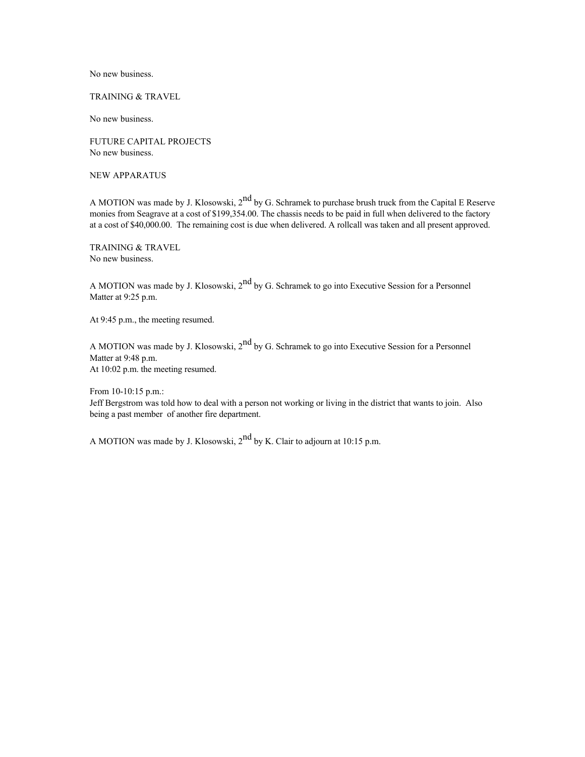No new business.

TRAINING & TRAVEL

No new business.

FUTURE CAPITAL PROJECTS
No new business.

NEW APPARATUS

A MOTION was made by J. Klosowski, 2nd by G. Schramek to purchase brush truck from the Capital E Reserve monies from Seagrave at a cost of $199,354.00. The chassis needs to be paid in full when delivered to the factory at a cost of $40,000.00. The remaining cost is due when delivered. A rollcall was taken and all present approved.

TRAINING & TRAVEL
No new business.

A MOTION was made by J. Klosowski, 2nd by G. Schramek to go into Executive Session for a Personnel Matter at 9:25 p.m.

At 9:45 p.m., the meeting resumed.

A MOTION was made by J. Klosowski, 2nd by G. Schramek to go into Executive Session for a Personnel Matter at 9:48 p.m.
At 10:02 p.m. the meeting resumed.

From 10-10:15 p.m.:
Jeff Bergstrom was told how to deal with a person not working or living in the district that wants to join. Also being a past member of another fire department.

A MOTION was made by J. Klosowski, 2nd by K. Clair to adjourn at 10:15 p.m.